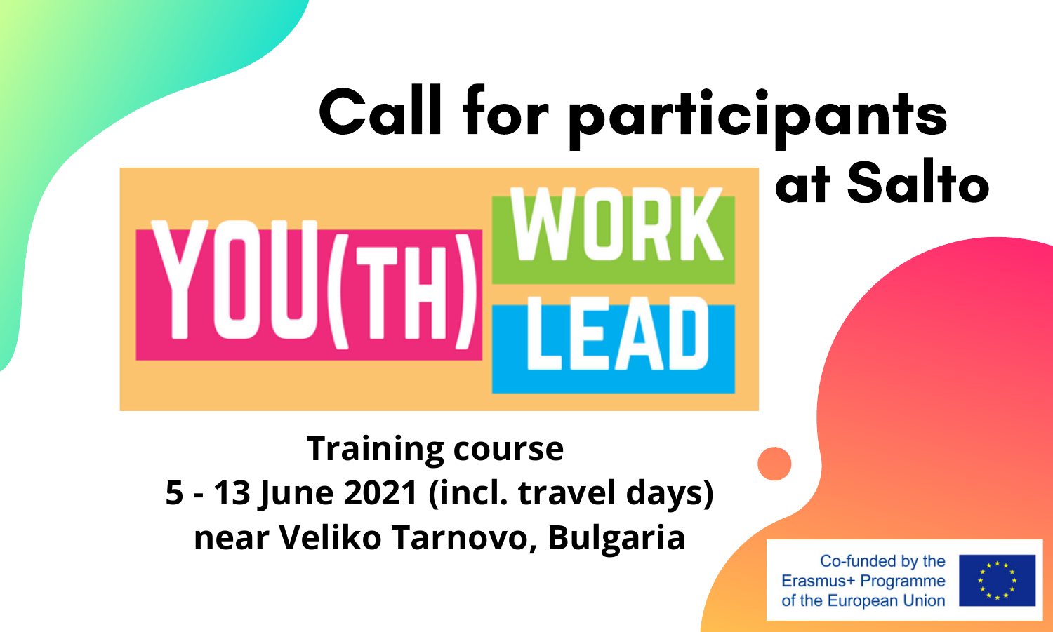# Call for participants at Salto

YOU(TH) WORK LEAD

**Training course**
**5 - 13 June 2021 (incl. travel days)**
**near Veliko Tarnovo, Bulgaria**

Co-funded by the Erasmus+ Programme of the European Union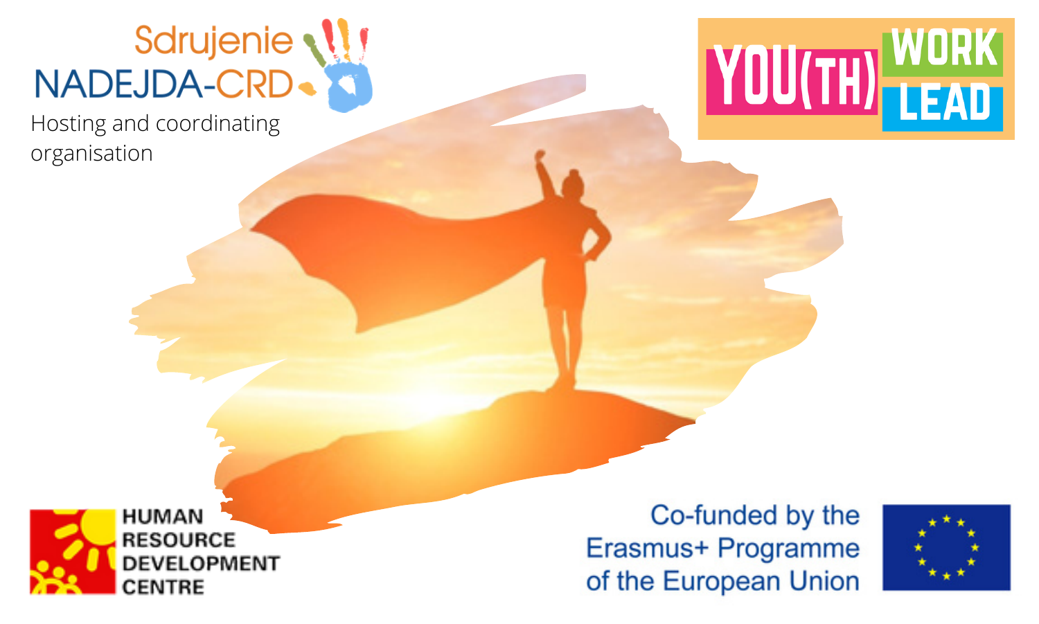Sdrujenie NADEJDA-CRD

Hosting and coordinating organisation

YOU(TH) WORK LEAD

HUMAN RESOURCE DEVELOPMENT CENTRE

Co-funded by the Erasmus+ Programme of the European Union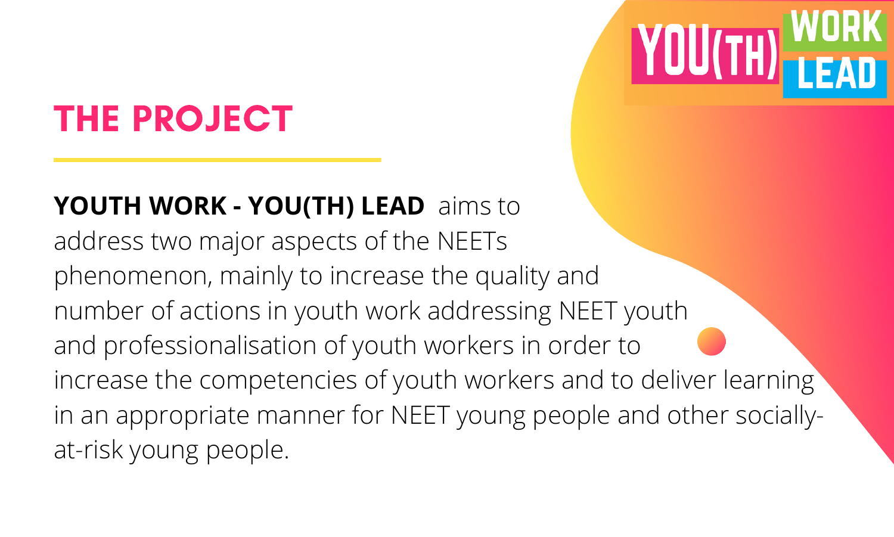## THE PROJECT

**YOUTH WORK - YOU(TH) LEAD** aims to address two major aspects of the NEETs phenomenon, mainly to increase the quality and number of actions in youth work addressing NEET youth and professionalisation of youth workers in order to increase the competencies of youth workers and to deliver learning in an appropriate manner for NEET young people and other socially-at-risk young people.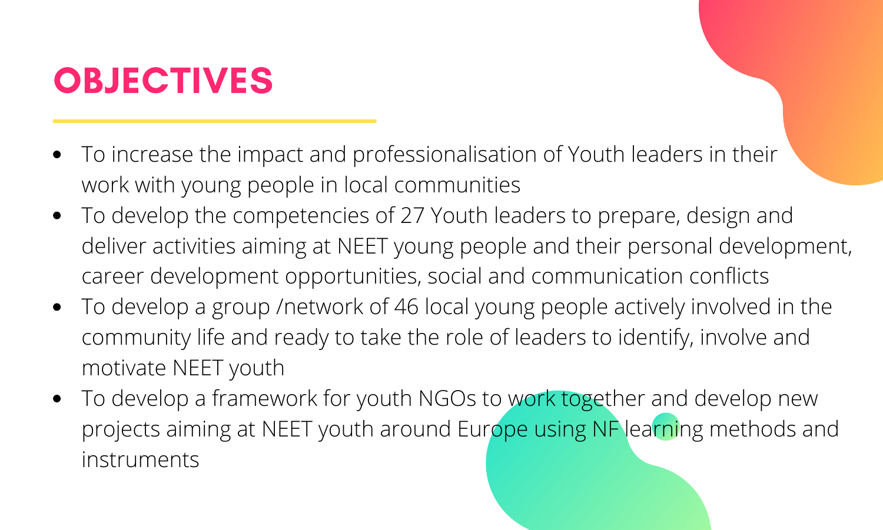# OBJECTIVES

- To increase the impact and professionalisation of Youth leaders in their work with young people in local communities
- To develop the competencies of 27 Youth leaders to prepare, design and deliver activities aiming at NEET young people and their personal development, career development opportunities, social and communication conflicts
- To develop a group /network of 46 local young people actively involved in the community life and ready to take the role of leaders to identify, involve and motivate NEET youth
- To develop a framework for youth NGOs to work together and develop new projects aiming at NEET youth around Europe using NF learning methods and instruments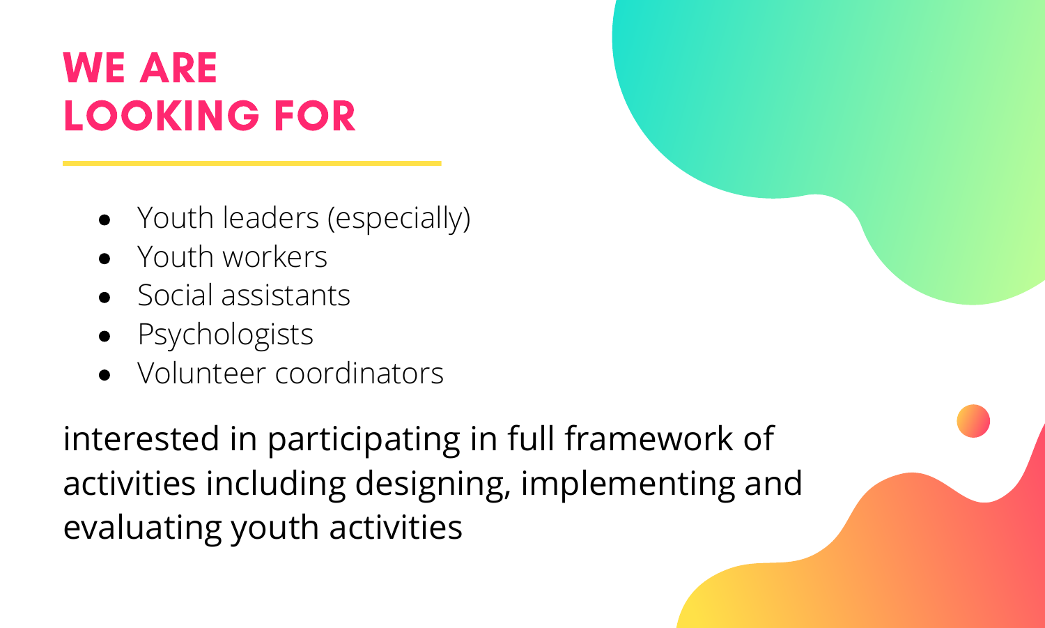# WE ARE LOOKING FOR

- Youth leaders (especially)
- Youth workers
- Social assistants
- Psychologists
- Volunteer coordinators

interested in participating in full framework of activities including designing, implementing and evaluating youth activities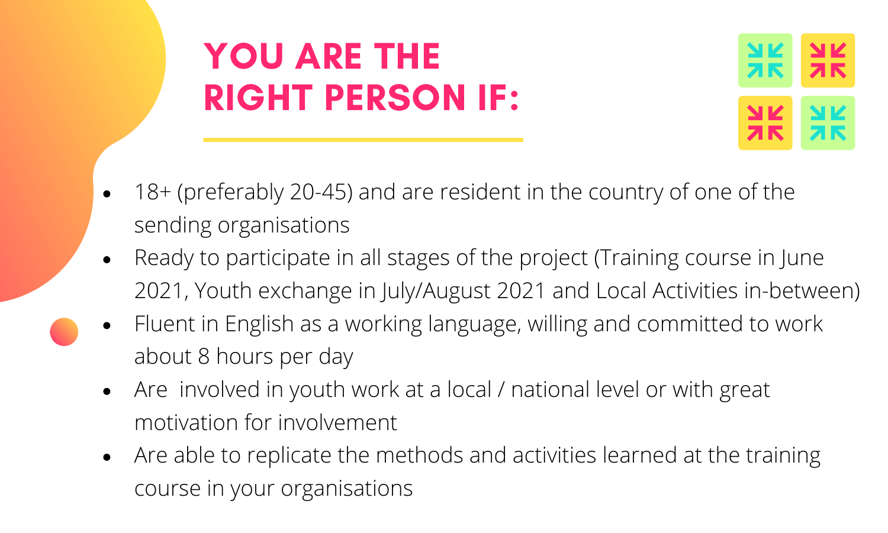# YOU ARE THE RIGHT PERSON IF:

- 18+ (preferably 20-45) and are resident in the country of one of the sending organisations
- Ready to participate in all stages of the project (Training course in June 2021, Youth exchange in July/August 2021 and Local Activities in-between)
- Fluent in English as a working language, willing and committed to work about 8 hours per day
- Are  involved in youth work at a local / national level or with great motivation for involvement
- Are able to replicate the methods and activities learned at the training course in your organisations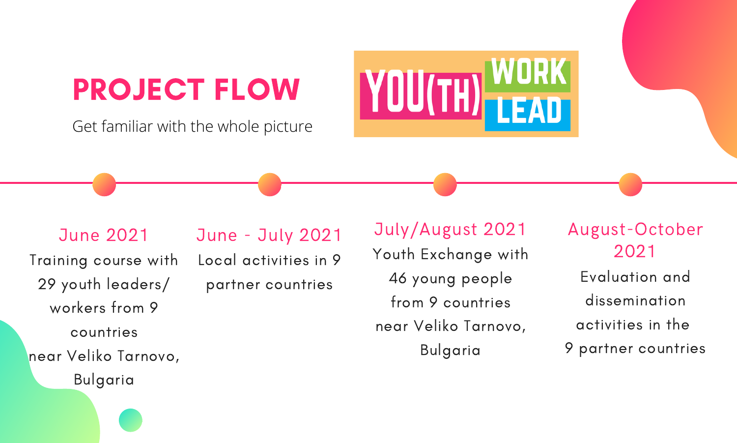# PROJECT FLOW

Get familiar with the whole picture

YOU(TH) WORK LEAD

**June 2021**

Training course with 29 youth leaders/ workers from 9 countries near Veliko Tarnovo, Bulgaria

**June - July 2021**

Local activities in 9 partner countries

**July/August 2021**

Youth Exchange with 46 young people from 9 countries near Veliko Tarnovo, Bulgaria

**August-October 2021**

Evaluation and dissemination activities in the 9 partner countries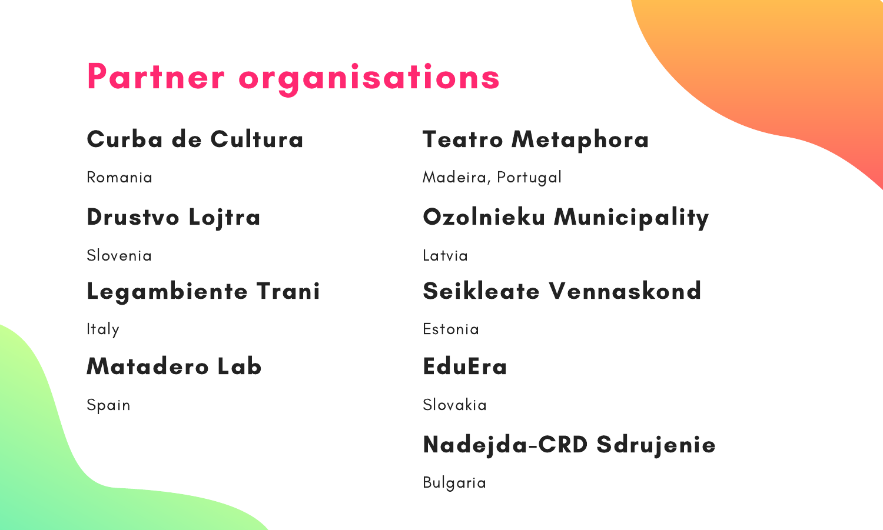# Partner organisations

### Curba de Cultura

Romania

### Drustvo Lojtra

Slovenia

### Legambiente Trani

Italy

### Matadero Lab

Spain

### Teatro Metaphora

Madeira, Portugal

### Ozolnieku Municipality

Latvia

### Seikleate Vennaskond

Estonia

### EduEra

Slovakia

### Nadejda-CRD Sdrujenie

Bulgaria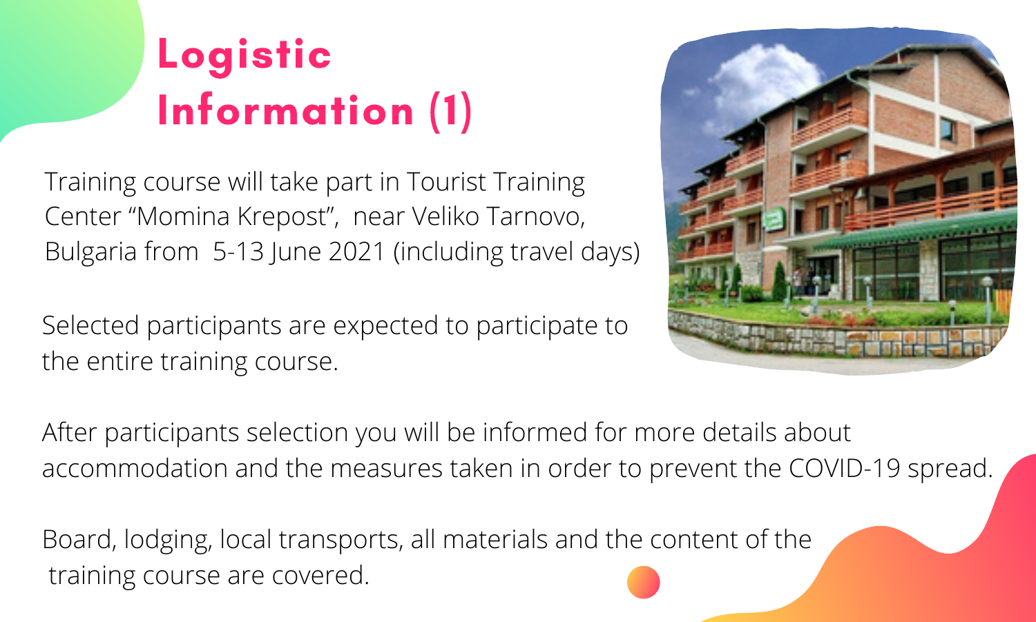# Logistic Information (1)

Training course will take part in Tourist Training Center "Momina Krepost", near Veliko Tarnovo, Bulgaria from 5-13 June 2021 (including travel days)

Selected participants are expected to participate to the entire training course.

After participants selection you will be informed for more details about accommodation and the measures taken in order to prevent the COVID-19 spread.

Board, lodging, local transports, all materials and the content of the training course are covered.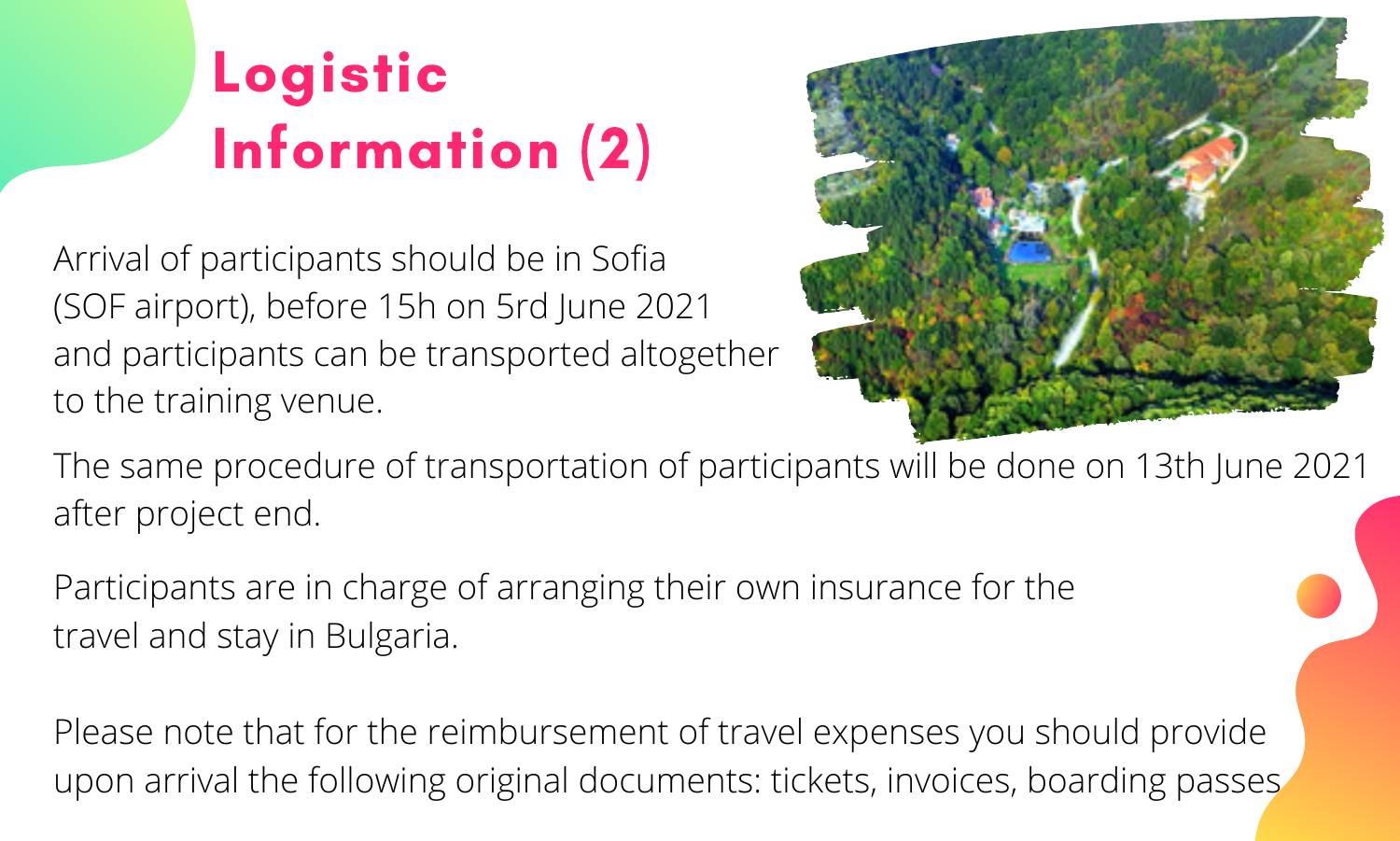# Logistic Information (2)

Arrival of participants should be in Sofia (SOF airport), before 15h on 5rd June 2021 and participants can be transported altogether to the training venue.

The same procedure of transportation of participants will be done on 13th June 2021 after project end.

Participants are in charge of arranging their own insurance for the travel and stay in Bulgaria.

Please note that for the reimbursement of travel expenses you should provide upon arrival the following original documents: tickets, invoices, boarding passes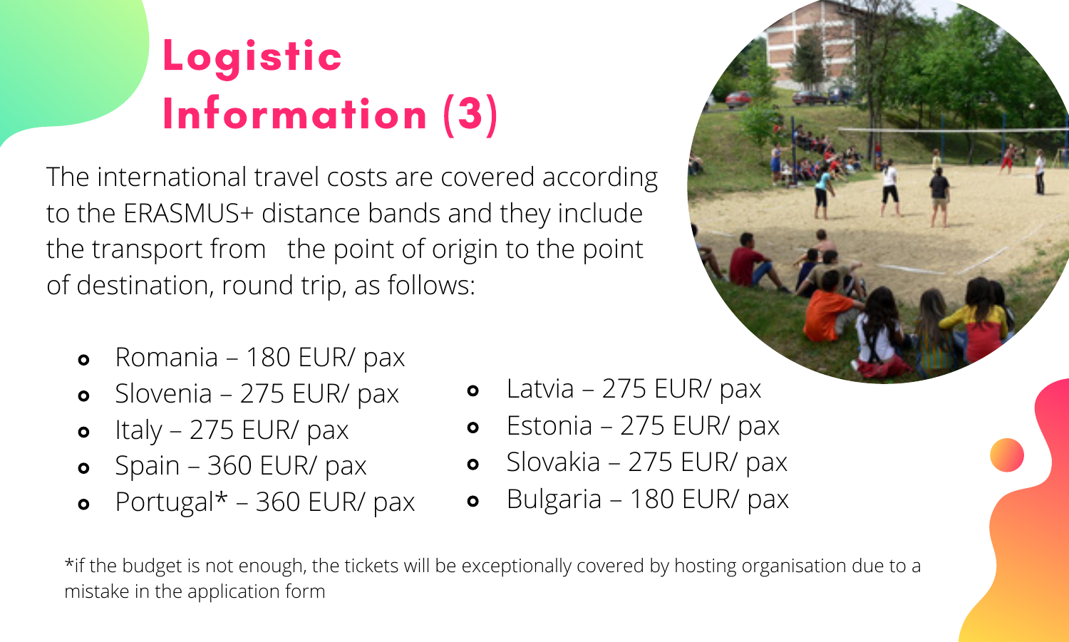# Logistic Information (3)

The international travel costs are covered according to the ERASMUS+ distance bands and they include the transport from the point of origin to the point of destination, round trip, as follows:

- Romania – 180 EUR/ pax
- Slovenia – 275 EUR/ pax
- Italy – 275 EUR/ pax
- Spain – 360 EUR/ pax
- Portugal* – 360 EUR/ pax
- Latvia – 275 EUR/ pax
- Estonia – 275 EUR/ pax
- Slovakia – 275 EUR/ pax
- Bulgaria – 180 EUR/ pax

*if the budget is not enough, the tickets will be exceptionally covered by hosting organisation due to a mistake in the application form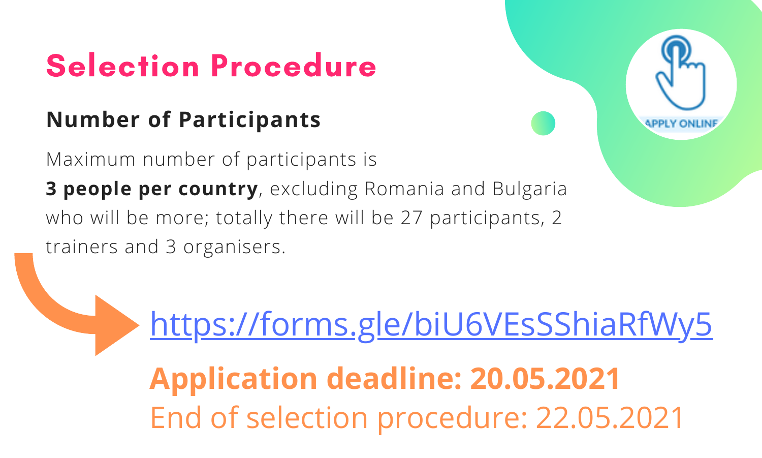# Selection Procedure

## Number of Participants

Maximum number of participants is **3 people per country**, excluding Romania and Bulgaria who will be more; totally there will be 27 participants, 2 trainers and 3 organisers.

APPLY ONLINE

https://forms.gle/biU6VEsSShiaRfWy5

**Application deadline: 20.05.2021**

End of selection procedure: 22.05.2021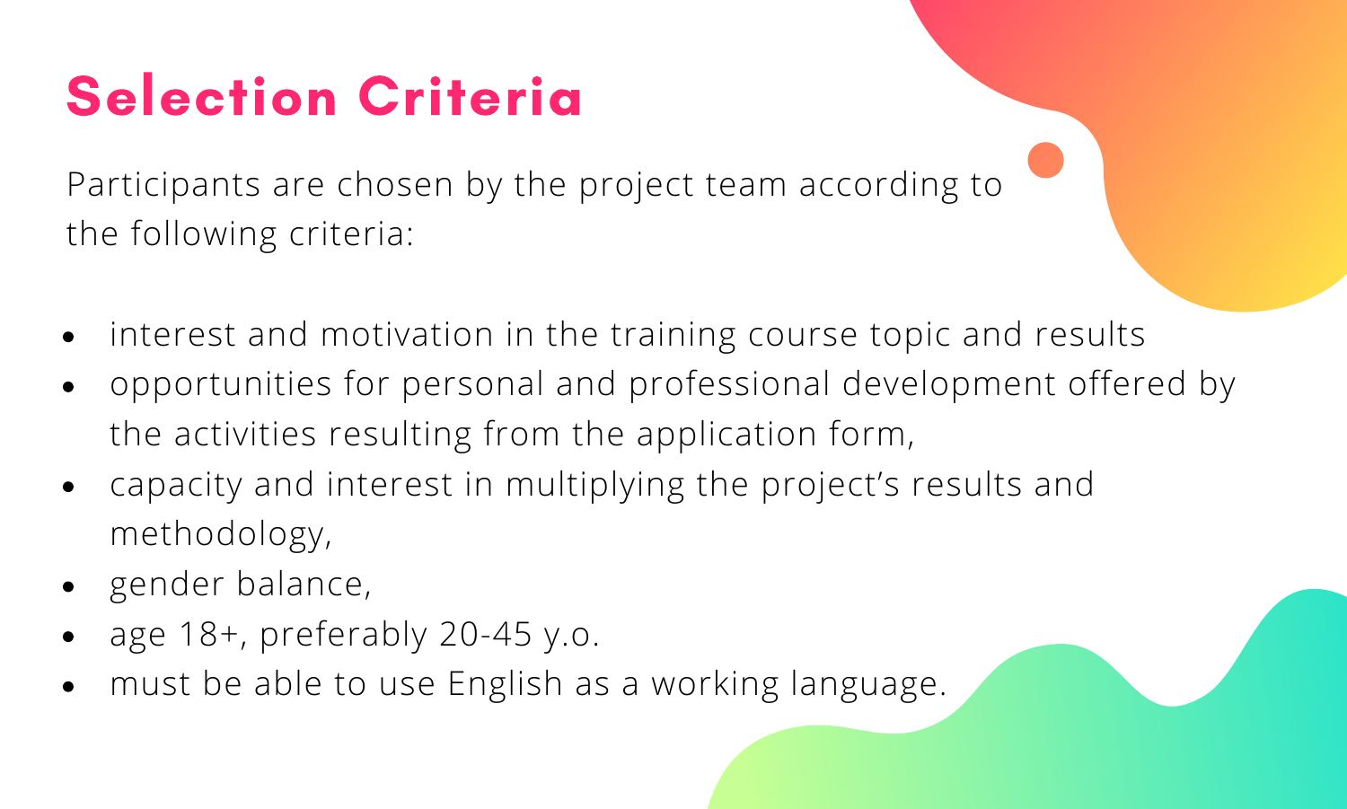# Selection Criteria

Participants are chosen by the project team according to the following criteria:

- interest and motivation in the training course topic and results
- opportunities for personal and professional development offered by the activities resulting from the application form,
- capacity and interest in multiplying the project's results and methodology,
- gender balance,
- age 18+, preferably 20-45 y.o.
- must be able to use English as a working language.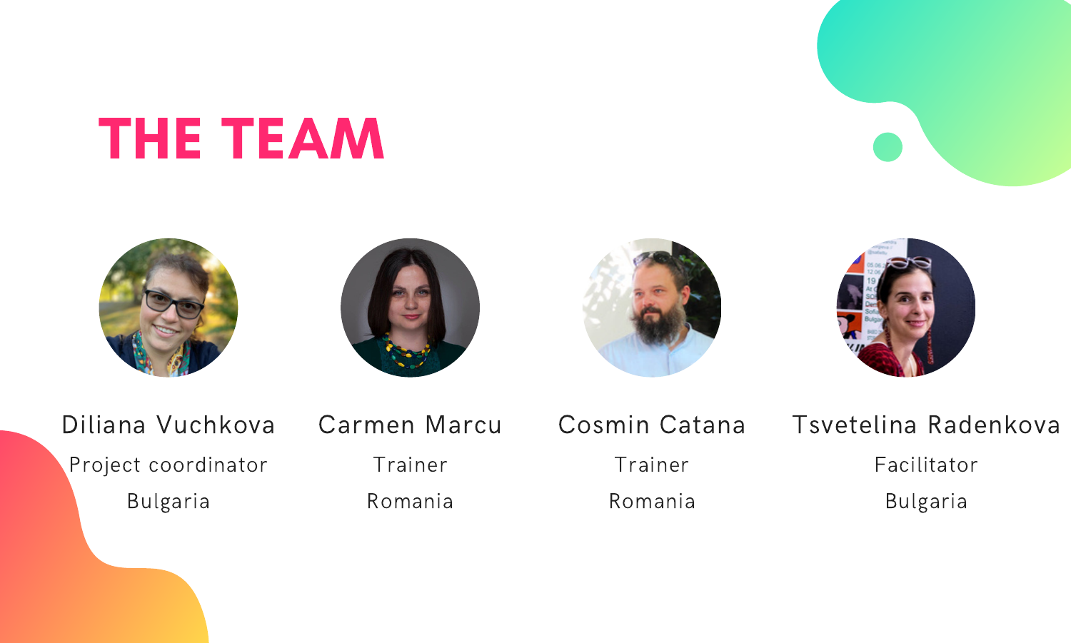# THE TEAM

**Diliana Vuchkova**
Project coordinator
Bulgaria

**Carmen Marcu**
Trainer
Romania

**Cosmin Catana**
Trainer
Romania

**Tsvetelina Radenkova**
Facilitator
Bulgaria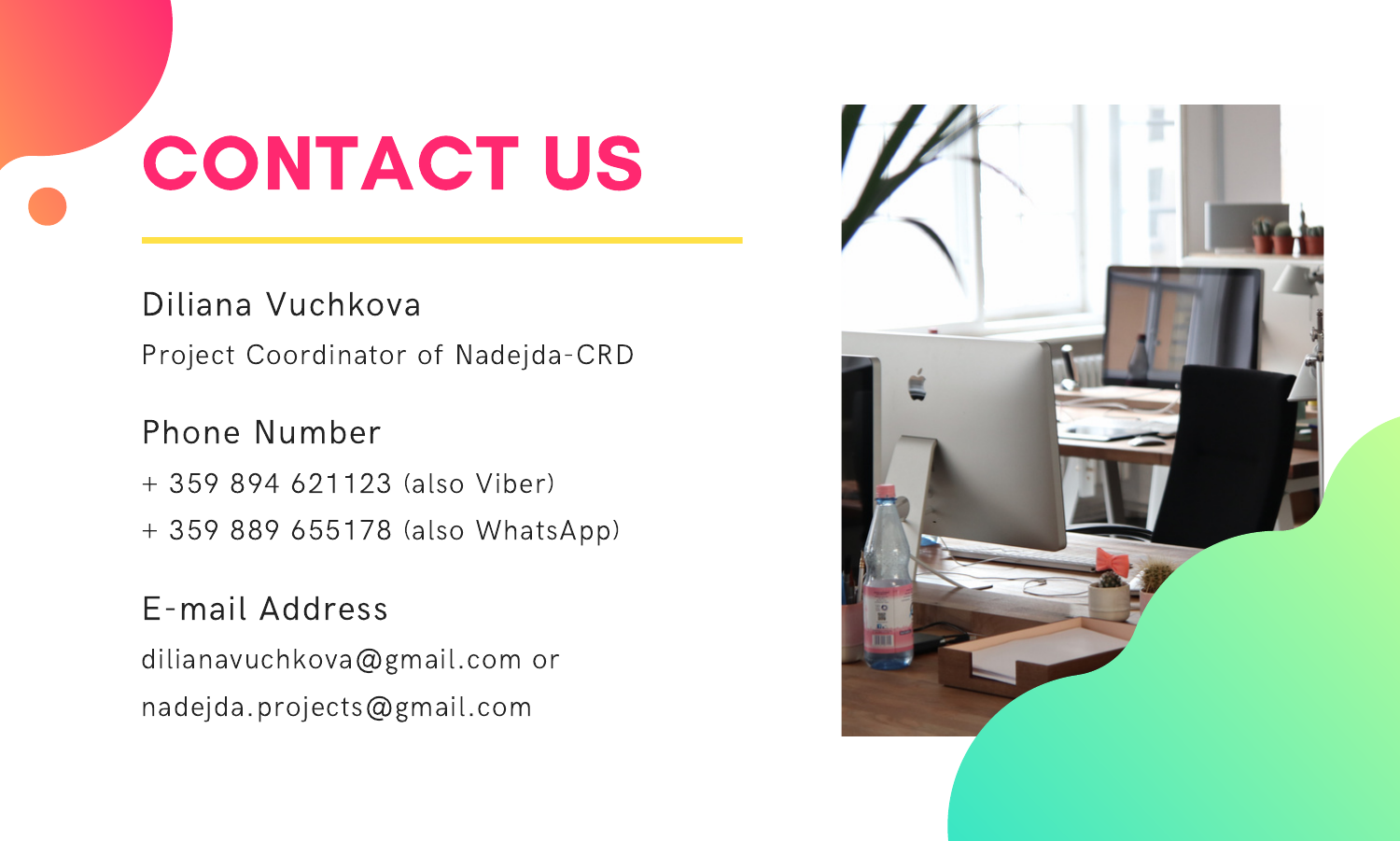# CONTACT US

Diliana Vuchkova

Project Coordinator of Nadejda-CRD

## Phone Number

+ 359 894 621123 (also Viber)

+ 359 889 655178 (also WhatsApp)

## E-mail Address

dilianavuchkova@gmail.com or

nadejda.projects@gmail.com